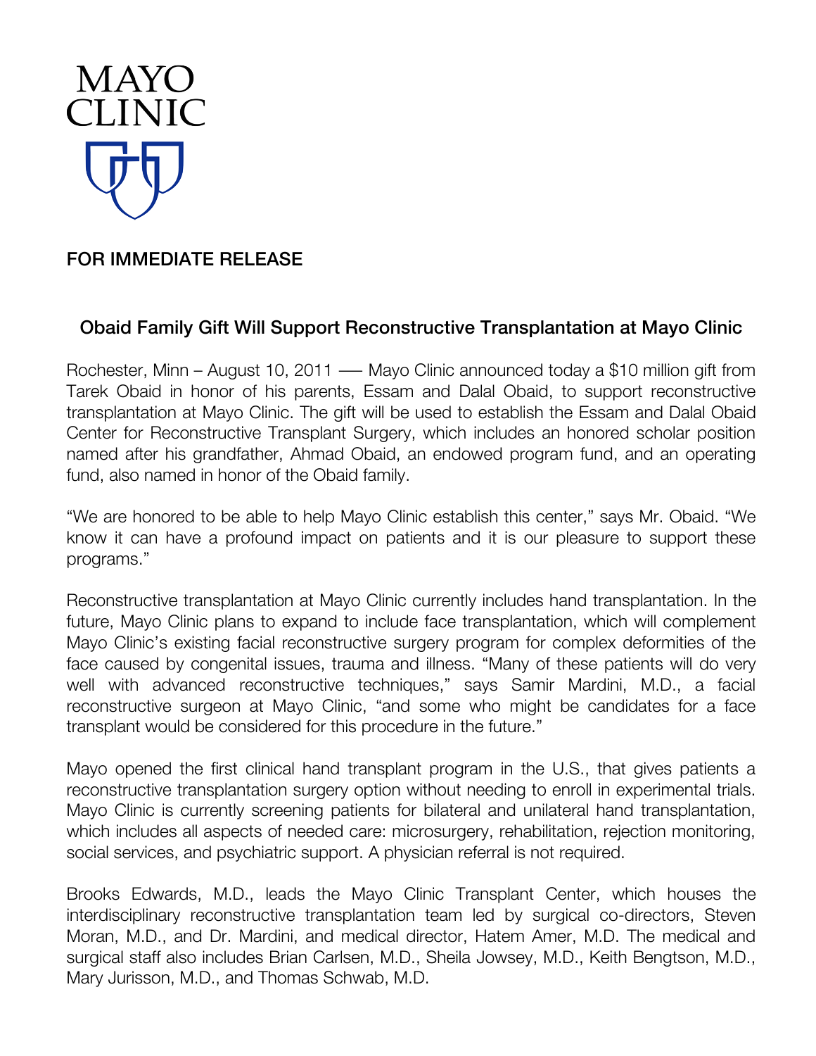MAYO CLINIC

FOR IMMEDIATE RELEASE

## Obaid Family Gift Will Support Reconstructive Transplantation at Mayo Clinic

Rochester, Minn – August 10, 2011 –– Mayo Clinic announced today a $10 million gift from Tarek Obaid in honor of his parents, Essam and Dalal Obaid, to support reconstructive transplantation at Mayo Clinic. The gift will be used to establish the Essam and Dalal Obaid Center for Reconstructive Transplant Surgery, which includes an honored scholar position named after his grandfather, Ahmad Obaid, an endowed program fund, and an operating fund, also named in honor of the Obaid family.

"We are honored to be able to help Mayo Clinic establish this center," says Mr. Obaid. "We know it can have a profound impact on patients and it is our pleasure to support these programs."

Reconstructive transplantation at Mayo Clinic currently includes hand transplantation. In the future, Mayo Clinic plans to expand to include face transplantation, which will complement Mayo Clinic's existing facial reconstructive surgery program for complex deformities of the face caused by congenital issues, trauma and illness. "Many of these patients will do very well with advanced reconstructive techniques," says Samir Mardini, M.D., a facial reconstructive surgeon at Mayo Clinic, "and some who might be candidates for a face transplant would be considered for this procedure in the future."

Mayo opened the first clinical hand transplant program in the U.S., that gives patients a reconstructive transplantation surgery option without needing to enroll in experimental trials. Mayo Clinic is currently screening patients for bilateral and unilateral hand transplantation, which includes all aspects of needed care: microsurgery, rehabilitation, rejection monitoring, social services, and psychiatric support. A physician referral is not required.

Brooks Edwards, M.D., leads the Mayo Clinic Transplant Center, which houses the interdisciplinary reconstructive transplantation team led by surgical co-directors, Steven Moran, M.D., and Dr. Mardini, and medical director, Hatem Amer, M.D. The medical and surgical staff also includes Brian Carlsen, M.D., Sheila Jowsey, M.D., Keith Bengtson, M.D., Mary Jurisson, M.D., and Thomas Schwab, M.D.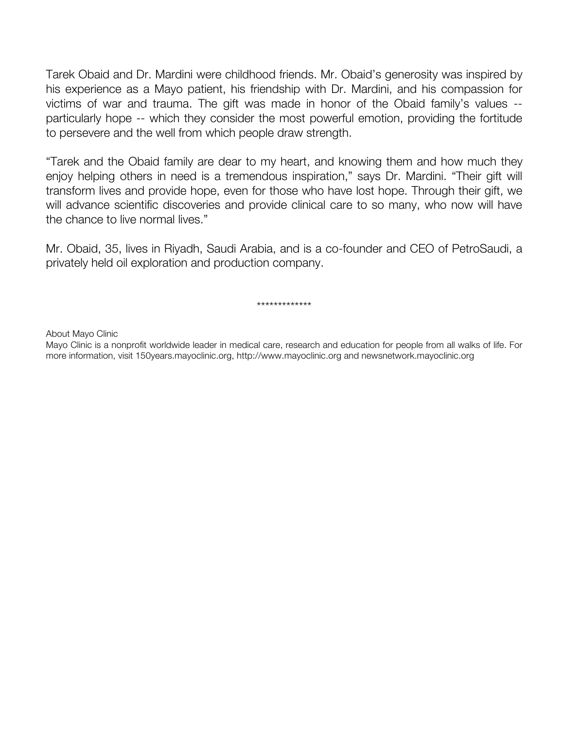Tarek Obaid and Dr. Mardini were childhood friends. Mr. Obaid's generosity was inspired by his experience as a Mayo patient, his friendship with Dr. Mardini, and his compassion for victims of war and trauma. The gift was made in honor of the Obaid family's values -- particularly hope -- which they consider the most powerful emotion, providing the fortitude to persevere and the well from which people draw strength.

"Tarek and the Obaid family are dear to my heart, and knowing them and how much they enjoy helping others in need is a tremendous inspiration," says Dr. Mardini. "Their gift will transform lives and provide hope, even for those who have lost hope. Through their gift, we will advance scientific discoveries and provide clinical care to so many, who now will have the chance to live normal lives."

Mr. Obaid, 35, lives in Riyadh, Saudi Arabia, and is a co-founder and CEO of PetroSaudi, a privately held oil exploration and production company.

*************

About Mayo Clinic
Mayo Clinic is a nonprofit worldwide leader in medical care, research and education for people from all walks of life. For more information, visit 150years.mayoclinic.org, http://www.mayoclinic.org and newsnetwork.mayoclinic.org